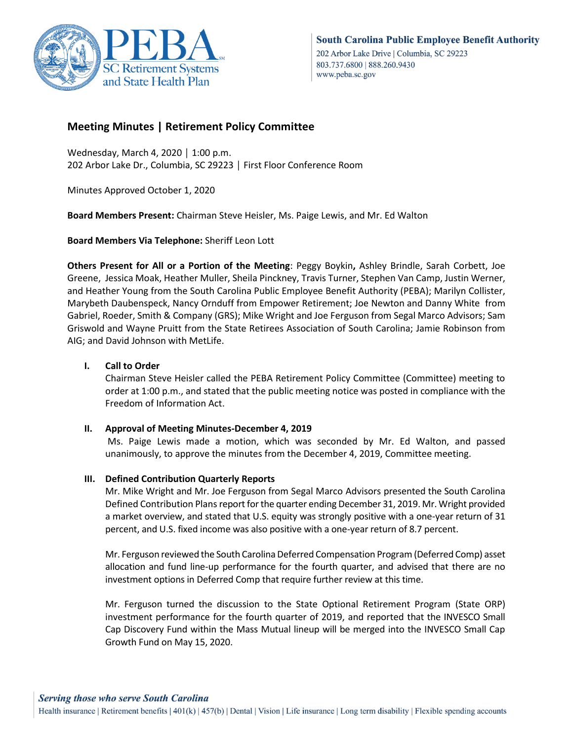South Carolina Public Employee Benefit Authority
202 Arbor Lake Drive | Columbia, SC 29223
803.737.6800 | 888.260.9430
www.peba.sc.gov

# Meeting Minutes | Retirement Policy Committee

Wednesday, March 4, 2020 | 1:00 p.m.
202 Arbor Lake Dr., Columbia, SC 29223 | First Floor Conference Room

Minutes Approved October 1, 2020

**Board Members Present:** Chairman Steve Heisler, Ms. Paige Lewis, and Mr. Ed Walton

**Board Members Via Telephone:** Sheriff Leon Lott

**Others Present for All or a Portion of the Meeting**: Peggy Boykin**,** Ashley Brindle, Sarah Corbett, Joe Greene, Jessica Moak, Heather Muller, Sheila Pinckney, Travis Turner, Stephen Van Camp, Justin Werner, and Heather Young from the South Carolina Public Employee Benefit Authority (PEBA); Marilyn Collister, Marybeth Daubenspeck, Nancy Ornduff from Empower Retirement; Joe Newton and Danny White from Gabriel, Roeder, Smith & Company (GRS); Mike Wright and Joe Ferguson from Segal Marco Advisors; Sam Griswold and Wayne Pruitt from the State Retirees Association of South Carolina; Jamie Robinson from AIG; and David Johnson with MetLife.

## I. Call to Order

Chairman Steve Heisler called the PEBA Retirement Policy Committee (Committee) meeting to order at 1:00 p.m., and stated that the public meeting notice was posted in compliance with the Freedom of Information Act.

## II. Approval of Meeting Minutes-December 4, 2019

Ms. Paige Lewis made a motion, which was seconded by Mr. Ed Walton, and passed unanimously, to approve the minutes from the December 4, 2019, Committee meeting.

## III. Defined Contribution Quarterly Reports

Mr. Mike Wright and Mr. Joe Ferguson from Segal Marco Advisors presented the South Carolina Defined Contribution Plans report for the quarter ending December 31, 2019. Mr. Wright provided a market overview, and stated that U.S. equity was strongly positive with a one-year return of 31 percent, and U.S. fixed income was also positive with a one-year return of 8.7 percent.

Mr. Ferguson reviewed the South Carolina Deferred Compensation Program (Deferred Comp) asset allocation and fund line-up performance for the fourth quarter, and advised that there are no investment options in Deferred Comp that require further review at this time.

Mr. Ferguson turned the discussion to the State Optional Retirement Program (State ORP) investment performance for the fourth quarter of 2019, and reported that the INVESCO Small Cap Discovery Fund within the Mass Mutual lineup will be merged into the INVESCO Small Cap Growth Fund on May 15, 2020.

*Serving those who serve South Carolina*
Health insurance | Retirement benefits | 401(k) | 457(b) | Dental | Vision | Life insurance | Long term disability | Flexible spending accounts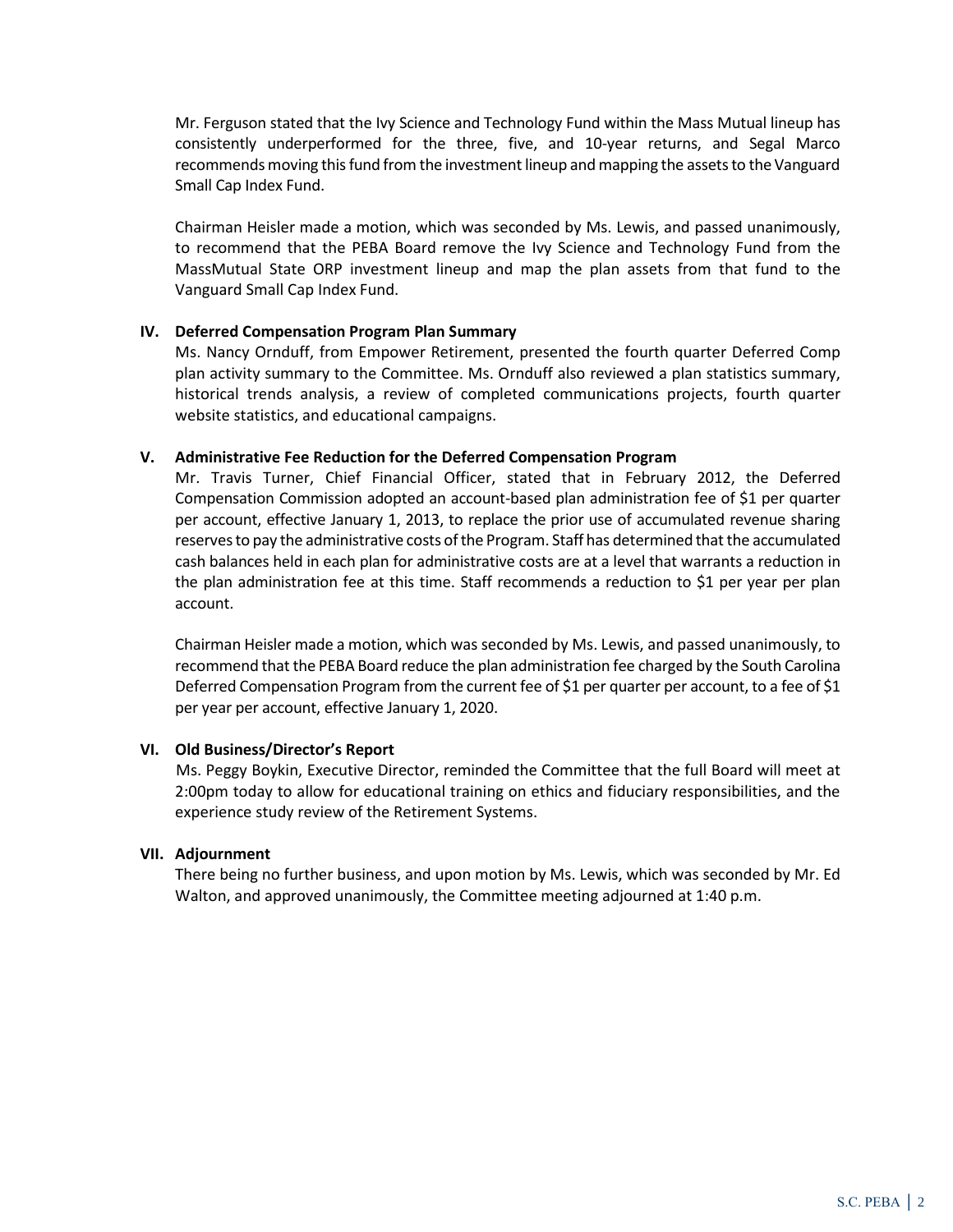Mr. Ferguson stated that the Ivy Science and Technology Fund within the Mass Mutual lineup has consistently underperformed for the three, five, and 10-year returns, and Segal Marco recommends moving this fund from the investment lineup and mapping the assets to the Vanguard Small Cap Index Fund.

Chairman Heisler made a motion, which was seconded by Ms. Lewis, and passed unanimously, to recommend that the PEBA Board remove the Ivy Science and Technology Fund from the MassMutual State ORP investment lineup and map the plan assets from that fund to the Vanguard Small Cap Index Fund.

**IV. Deferred Compensation Program Plan Summary**

Ms. Nancy Ornduff, from Empower Retirement, presented the fourth quarter Deferred Comp plan activity summary to the Committee. Ms. Ornduff also reviewed a plan statistics summary, historical trends analysis, a review of completed communications projects, fourth quarter website statistics, and educational campaigns.

**V. Administrative Fee Reduction for the Deferred Compensation Program**

Mr. Travis Turner, Chief Financial Officer, stated that in February 2012, the Deferred Compensation Commission adopted an account-based plan administration fee of $1 per quarter per account, effective January 1, 2013, to replace the prior use of accumulated revenue sharing reserves to pay the administrative costs of the Program. Staff has determined that the accumulated cash balances held in each plan for administrative costs are at a level that warrants a reduction in the plan administration fee at this time. Staff recommends a reduction to $1 per year per plan account.

Chairman Heisler made a motion, which was seconded by Ms. Lewis, and passed unanimously, to recommend that the PEBA Board reduce the plan administration fee charged by the South Carolina Deferred Compensation Program from the current fee of $1 per quarter per account, to a fee of $1 per year per account, effective January 1, 2020.

**VI. Old Business/Director's Report**

Ms. Peggy Boykin, Executive Director, reminded the Committee that the full Board will meet at 2:00pm today to allow for educational training on ethics and fiduciary responsibilities, and the experience study review of the Retirement Systems.

**VII. Adjournment**

There being no further business, and upon motion by Ms. Lewis, which was seconded by Mr. Ed Walton, and approved unanimously, the Committee meeting adjourned at 1:40 p.m.